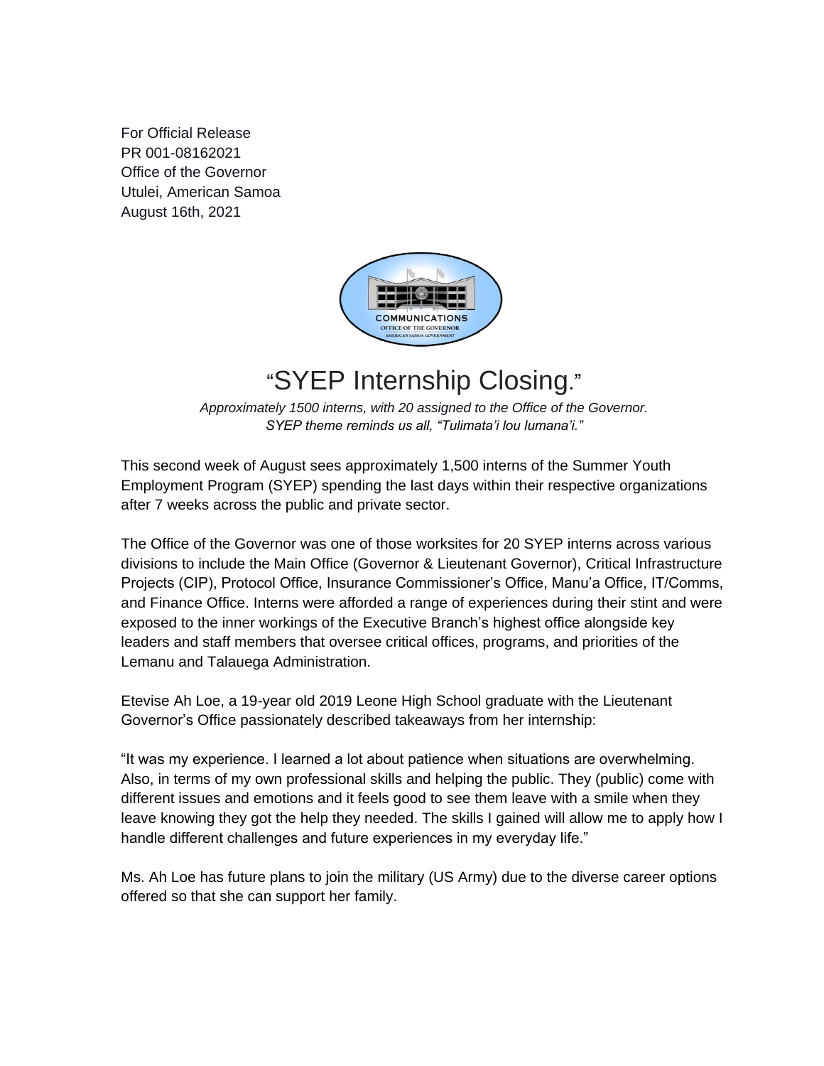For Official Release
PR 001-08162021
Office of the Governor
Utulei, American Samoa
August 16th, 2021

# "SYEP Internship Closing."

*Approximately 1500 interns, with 20 assigned to the Office of the Governor.*
*SYEP theme reminds us all, "Tulimata'i lou lumana'i."*

This second week of August sees approximately 1,500 interns of the Summer Youth Employment Program (SYEP) spending the last days within their respective organizations after 7 weeks across the public and private sector.

The Office of the Governor was one of those worksites for 20 SYEP interns across various divisions to include the Main Office (Governor & Lieutenant Governor), Critical Infrastructure Projects (CIP), Protocol Office, Insurance Commissioner's Office, Manu'a Office, IT/Comms, and Finance Office. Interns were afforded a range of experiences during their stint and were exposed to the inner workings of the Executive Branch's highest office alongside key leaders and staff members that oversee critical offices, programs, and priorities of the Lemanu and Talauega Administration.

Etevise Ah Loe, a 19-year old 2019 Leone High School graduate with the Lieutenant Governor's Office passionately described takeaways from her internship:

"It was my experience. I learned a lot about patience when situations are overwhelming. Also, in terms of my own professional skills and helping the public. They (public) come with different issues and emotions and it feels good to see them leave with a smile when they leave knowing they got the help they needed. The skills I gained will allow me to apply how I handle different challenges and future experiences in my everyday life."

Ms. Ah Loe has future plans to join the military (US Army) due to the diverse career options offered so that she can support her family.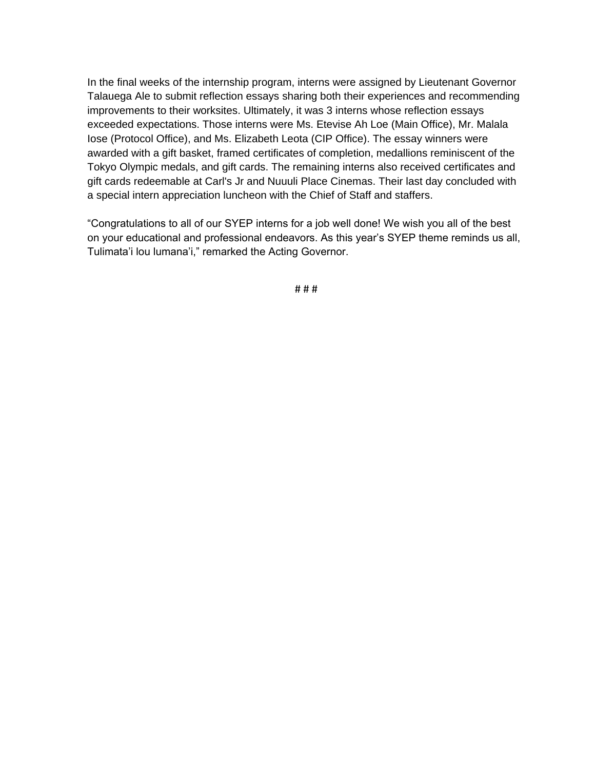In the final weeks of the internship program, interns were assigned by Lieutenant Governor Talauega Ale to submit reflection essays sharing both their experiences and recommending improvements to their worksites. Ultimately, it was 3 interns whose reflection essays exceeded expectations. Those interns were Ms. Etevise Ah Loe (Main Office), Mr. Malala Iose (Protocol Office), and Ms. Elizabeth Leota (CIP Office). The essay winners were awarded with a gift basket, framed certificates of completion, medallions reminiscent of the Tokyo Olympic medals, and gift cards. The remaining interns also received certificates and gift cards redeemable at Carl's Jr and Nuuuli Place Cinemas. Their last day concluded with a special intern appreciation luncheon with the Chief of Staff and staffers.

“Congratulations to all of our SYEP interns for a job well done! We wish you all of the best on your educational and professional endeavors. As this year’s SYEP theme reminds us all, Tulimata’i lou lumana’i,” remarked the Acting Governor.

# # #